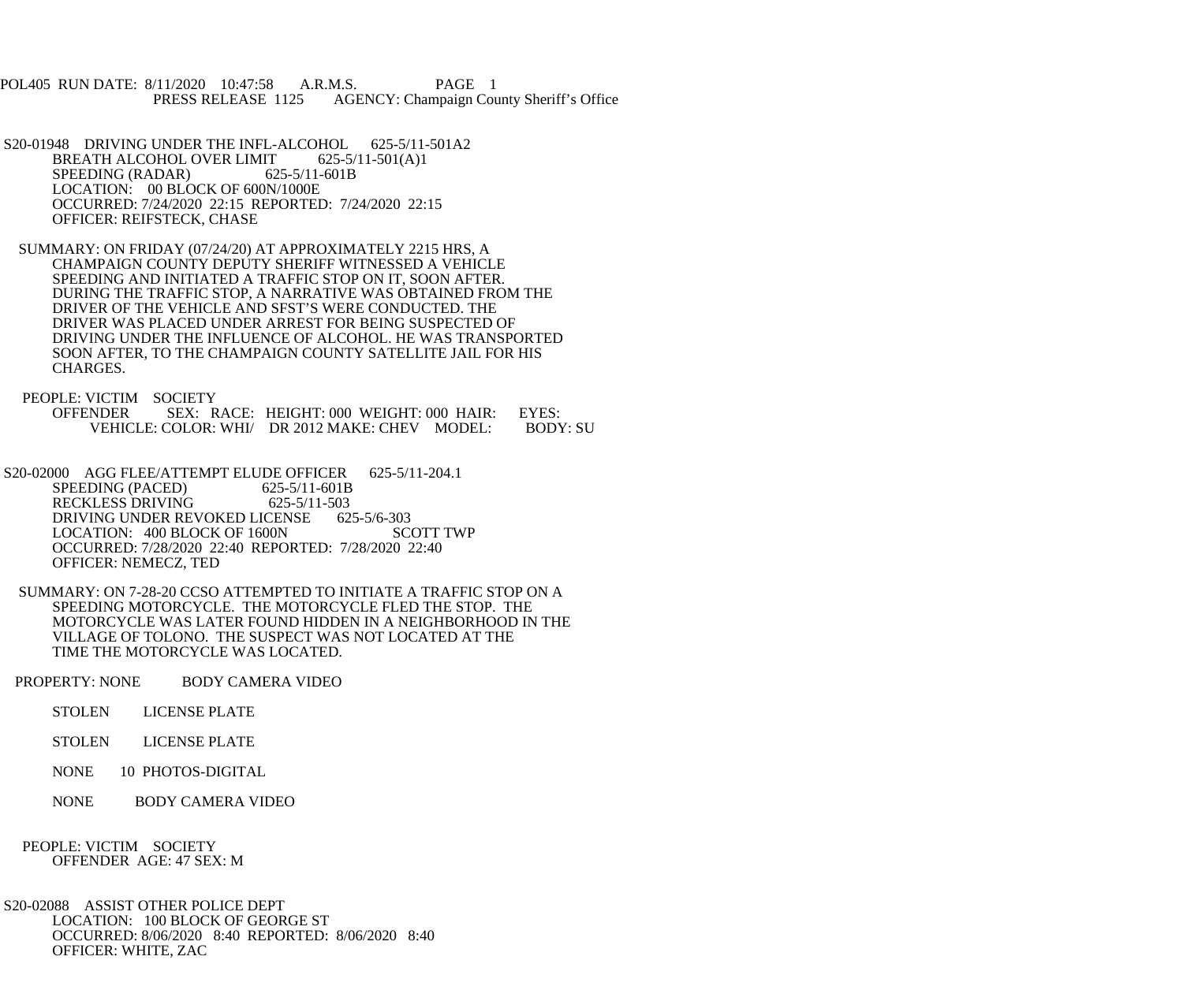POL405 RUN DATE: 8/11/2020 10:47:58 A.R.M.S. PAGE 1
PRESS RELEASE 1125 AGENCY: Champaign County Sheriff's Office

S20-01948 DRIVING UNDER THE INFL-ALCOHOL 625-5/11-501A2
BREATH ALCOHOL OVER LIMIT 625-5/11-501(A)1
SPEEDING (RADAR) 625-5/11-601B
LOCATION: 00 BLOCK OF 600N/1000E
OCCURRED: 7/24/2020 22:15 REPORTED: 7/24/2020 22:15
OFFICER: REIFSTECK, CHASE

SUMMARY: ON FRIDAY (07/24/20) AT APPROXIMATELY 2215 HRS, A CHAMPAIGN COUNTY DEPUTY SHERIFF WITNESSED A VEHICLE SPEEDING AND INITIATED A TRAFFIC STOP ON IT, SOON AFTER. DURING THE TRAFFIC STOP, A NARRATIVE WAS OBTAINED FROM THE DRIVER OF THE VEHICLE AND SFST'S WERE CONDUCTED. THE DRIVER WAS PLACED UNDER ARREST FOR BEING SUSPECTED OF DRIVING UNDER THE INFLUENCE OF ALCOHOL. HE WAS TRANSPORTED SOON AFTER, TO THE CHAMPAIGN COUNTY SATELLITE JAIL FOR HIS CHARGES.

PEOPLE: VICTIM SOCIETY
OFFENDER SEX: RACE: HEIGHT: 000 WEIGHT: 000 HAIR: EYES:
VEHICLE: COLOR: WHI/ DR 2012 MAKE: CHEV MODEL: BODY: SU

S20-02000 AGG FLEE/ATTEMPT ELUDE OFFICER 625-5/11-204.1
SPEEDING (PACED) 625-5/11-601B
RECKLESS DRIVING 625-5/11-503
DRIVING UNDER REVOKED LICENSE 625-5/6-303
LOCATION: 400 BLOCK OF 1600N SCOTT TWP
OCCURRED: 7/28/2020 22:40 REPORTED: 7/28/2020 22:40
OFFICER: NEMECZ, TED

SUMMARY: ON 7-28-20 CCSO ATTEMPTED TO INITIATE A TRAFFIC STOP ON A SPEEDING MOTORCYCLE. THE MOTORCYCLE FLED THE STOP. THE MOTORCYCLE WAS LATER FOUND HIDDEN IN A NEIGHBORHOOD IN THE VILLAGE OF TOLONO. THE SUSPECT WAS NOT LOCATED AT THE TIME THE MOTORCYCLE WAS LOCATED.

PROPERTY: NONE BODY CAMERA VIDEO

STOLEN LICENSE PLATE

STOLEN LICENSE PLATE

NONE 10 PHOTOS-DIGITAL

NONE BODY CAMERA VIDEO

PEOPLE: VICTIM SOCIETY
OFFENDER AGE: 47 SEX: M

S20-02088 ASSIST OTHER POLICE DEPT
LOCATION: 100 BLOCK OF GEORGE ST
OCCURRED: 8/06/2020 8:40 REPORTED: 8/06/2020 8:40
OFFICER: WHITE, ZAC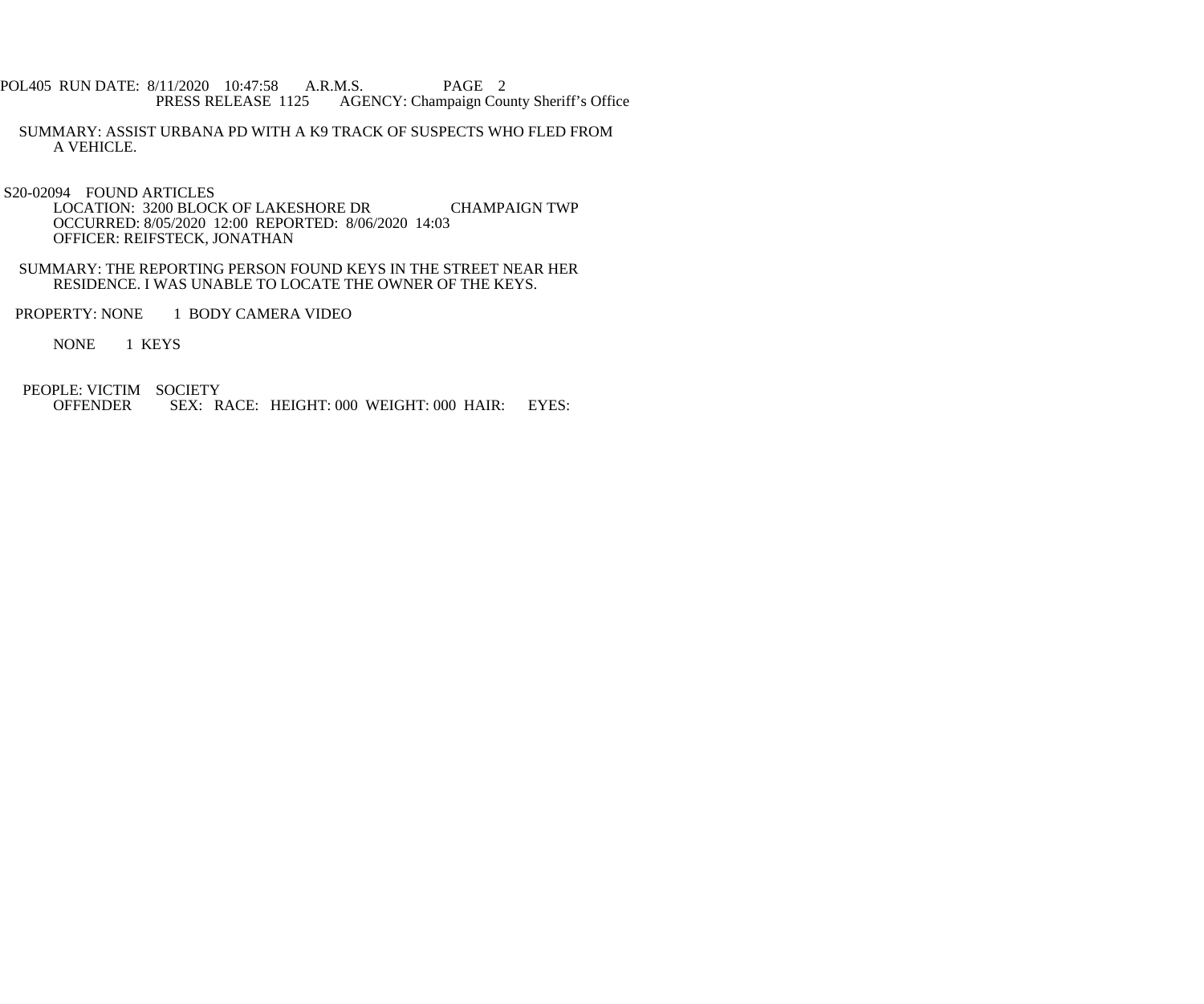SUMMARY: ASSIST URBANA PD WITH A K9 TRACK OF SUSPECTS WHO FLED FROM A VEHICLE.

S20-02094 FOUND ARTICLES
LOCATION: 3200 BLOCK OF LAKESHORE DR CHAMPAIGN TWP
OCCURRED: 8/05/2020 12:00 REPORTED: 8/06/2020 14:03
OFFICER: REIFSTECK, JONATHAN

SUMMARY: THE REPORTING PERSON FOUND KEYS IN THE STREET NEAR HER RESIDENCE. I WAS UNABLE TO LOCATE THE OWNER OF THE KEYS.

PROPERTY: NONE 1 BODY CAMERA VIDEO

NONE 1 KEYS

PEOPLE: VICTIM SOCIETY
OFFENDER SEX: RACE: HEIGHT: 000 WEIGHT: 000 HAIR: EYES: